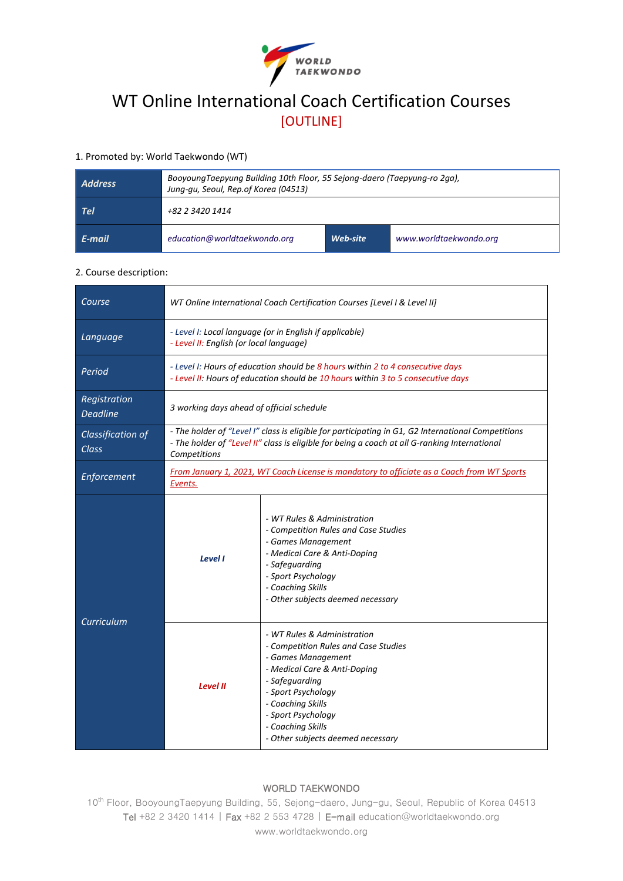# WT Online International Coach Certification Courses

## [OUTLINE]

1. Promoted by: World Taekwondo (WT)

| | | | |
|---|---|---|---|
| ***Address*** | *BooyoungTaepyung Building 10th Floor, 55 Sejong-daero (Taepyung-ro 2ga), Jung-gu, Seoul, Rep.of Korea (04513)* | | |
| ***Tel*** | *+82 2 3420 1414* | | |
| ***E-mail*** | *education@worldtaekwondo.org* | ***Web-site*** | *www.worldtaekwondo.org* |

2. Course description:

| | | |
|---|---|---|
| *Course* | *WT Online International Coach Certification Courses [Level I & Level II]* | |
| *Language* | *- Level I: Local language (or in English if applicable)*<br>*- Level II: English (or local language)* | |
| *Period* | *- Level I: Hours of education should be 8 hours within 2 to 4 consecutive days*<br>*- Level II: Hours of education should be 10 hours within 3 to 5 consecutive days* | |
| *Registration Deadline* | *3 working days ahead of official schedule* | |
| *Classification of Class* | *- The holder of "Level I" class is eligible for participating in G1, G2 International Competitions*<br>*- The holder of "Level II" class is eligible for being a coach at all G-ranking International Competitions* | |
| *Enforcement* | *From January 1, 2021, WT Coach License is mandatory to officiate as a Coach from WT Sports Events.* | |
| *Curriculum* | ***Level I*** | *- WT Rules & Administration*<br>*- Competition Rules and Case Studies*<br>*- Games Management*<br>*- Medical Care & Anti-Doping*<br>*- Safeguarding*<br>*- Sport Psychology*<br>*- Coaching Skills*<br>*- Other subjects deemed necessary* |
| | ***Level II*** | *- WT Rules & Administration*<br>*- Competition Rules and Case Studies*<br>*- Games Management*<br>*- Medical Care & Anti-Doping*<br>*- Safeguarding*<br>*- Sport Psychology*<br>*- Coaching Skills*<br>*- Sport Psychology*<br>*- Coaching Skills*<br>*- Other subjects deemed necessary* |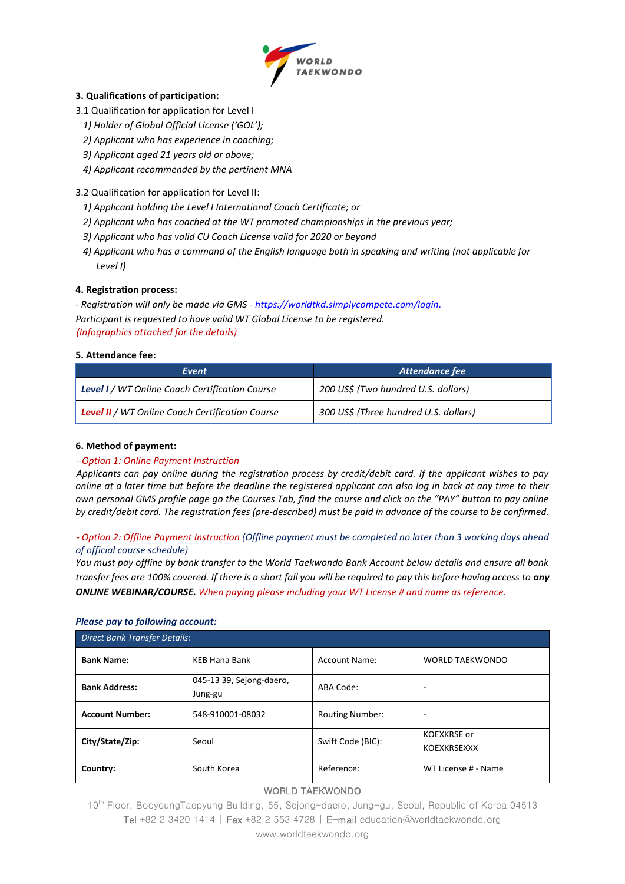### 3. Qualifications of participation:

3.1 Qualification for application for Level I

1) *Holder of Global Official License ('GOL');*
2) *Applicant who has experience in coaching;*
3) *Applicant aged 21 years old or above;*
4) *Applicant recommended by the pertinent MNA*

3.2 Qualification for application for Level II:

1) *Applicant holding the Level I International Coach Certificate; or*
2) *Applicant who has coached at the WT promoted championships in the previous year;*
3) *Applicant who has valid CU Coach License valid for 2020 or beyond*
4) *Applicant who has a command of the English language both in speaking and writing (not applicable for Level I)*

### 4. Registration process:

*- Registration will only be made via GMS - [https://worldtkd.simplycompete.com/login.](https://worldtkd.simplycompete.com/login.)*
*Participant is requested to have valid WT Global License to be registered.*
*(Infographics attached for the details)*

### 5. Attendance fee:

| *Event* | *Attendance fee* |
|---|---|
| ***Level I*** */ WT Online Coach Certification Course* | *200 US$ (Two hundred U.S. dollars)* |
| ***Level II*** */ WT Online Coach Certification Course* | *300 US$ (Three hundred U.S. dollars)* |

### 6. Method of payment:

*- Option 1: Online Payment Instruction*

*Applicants can pay online during the registration process by credit/debit card. If the applicant wishes to pay online at a later time but before the deadline the registered applicant can also log in back at any time to their own personal GMS profile page go the Courses Tab, find the course and click on the "PAY" button to pay online by credit/debit card. The registration fees (pre-described) must be paid in advance of the course to be confirmed.*

*- Option 2: Offline Payment Instruction (Offline payment must be completed no later than 3 working days ahead of official course schedule)*

*You must pay offline by bank transfer to the World Taekwondo Bank Account below details and ensure all bank transfer fees are 100% covered. If there is a short fall you will be required to pay this before having access to* ***any ONLINE WEBINAR/COURSE.*** *When paying please including your WT License # and name as reference.*

***Please pay to following account:***

| *Direct Bank Transfer Details:* | | | |
|---|---|---|---|
| **Bank Name:** | KEB Hana Bank | Account Name: | WORLD TAEKWONDO |
| **Bank Address:** | 045-13 39, Sejong-daero, Jung-gu | ABA Code: | - |
| **Account Number:** | 548-910001-08032 | Routing Number: | - |
| **City/State/Zip:** | Seoul | Swift Code (BIC): | KOEXKRSE or KOEXKRSEXXX |
| **Country:** | South Korea | Reference: | WT License # - Name |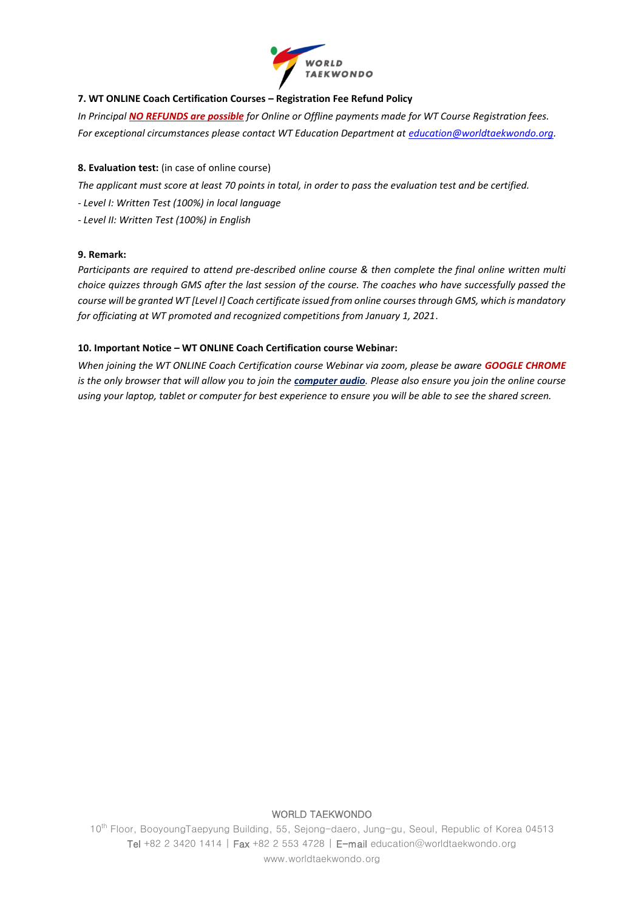**7. WT ONLINE Coach Certification Courses – Registration Fee Refund Policy**

*In Principal **NO REFUNDS are possible** for Online or Offline payments made for WT Course Registration fees. For exceptional circumstances please contact WT Education Department at education@worldtaekwondo.org.*

**8. Evaluation test:** (in case of online course)

*The applicant must score at least 70 points in total, in order to pass the evaluation test and be certified.*

*- Level I: Written Test (100%) in local language*

*- Level II: Written Test (100%) in English*

**9. Remark:**

*Participants are required to attend pre-described online course & then complete the final online written multi choice quizzes through GMS after the last session of the course. The coaches who have successfully passed the course will be granted WT [Level I] Coach certificate issued from online courses through GMS, which is mandatory for officiating at WT promoted and recognized competitions from January 1, 2021.*

**10. Important Notice – WT ONLINE Coach Certification course Webinar:**

*When joining the WT ONLINE Coach Certification course Webinar via zoom, please be aware **GOOGLE CHROME** is the only browser that will allow you to join the **computer audio**. Please also ensure you join the online course using your laptop, tablet or computer for best experience to ensure you will be able to see the shared screen.*